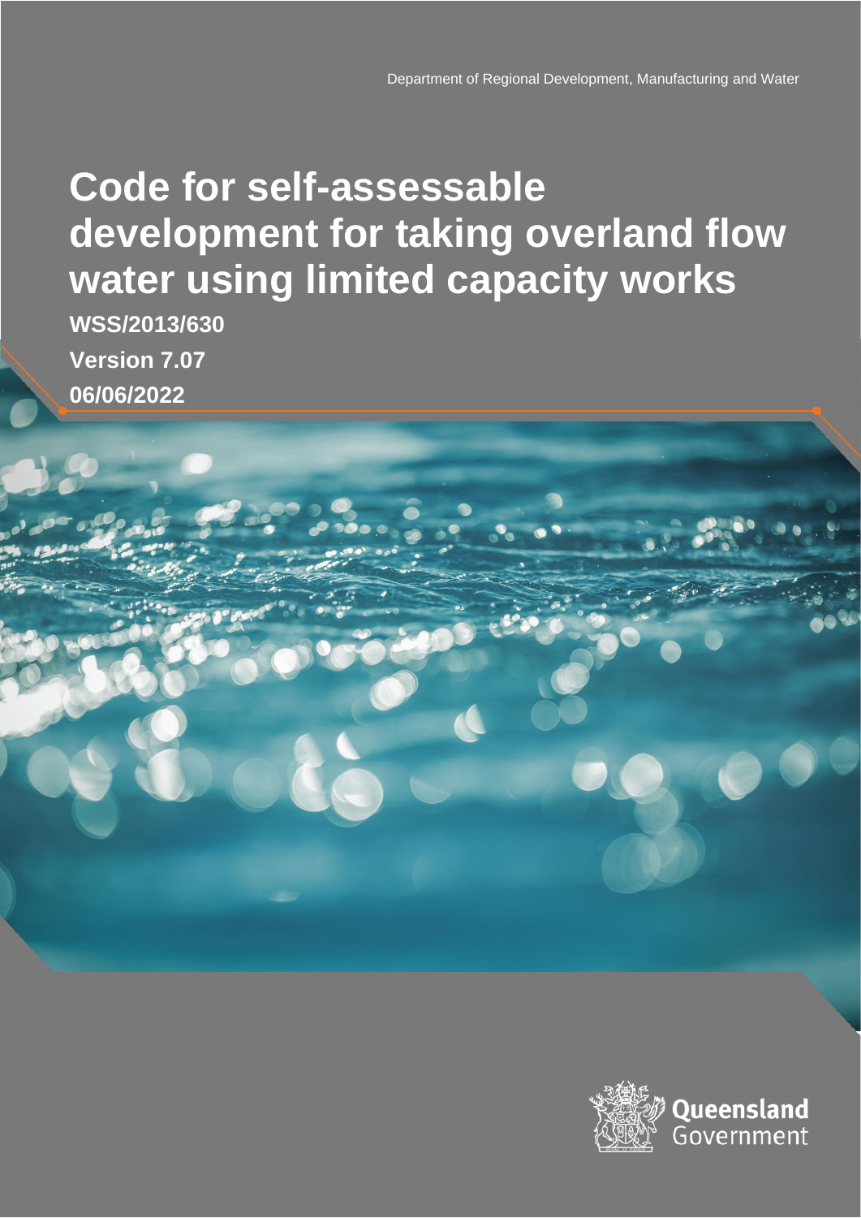Department of Regional Development, Manufacturing and Water

# Code for self-assessable development for taking overland flow water using limited capacity works

**WSS/2013/630**

**Version 7.07**

**06/06/2022**

Queensland Government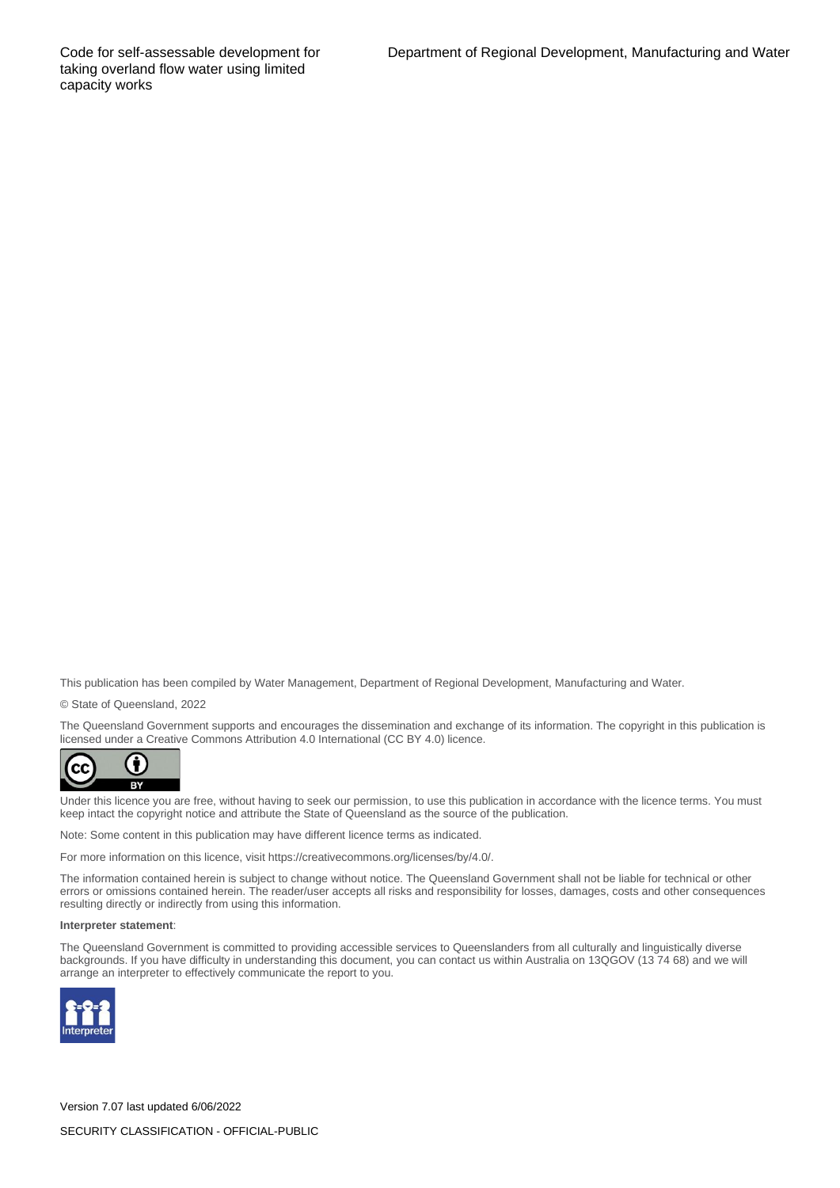This publication has been compiled by Water Management, Department of Regional Development, Manufacturing and Water.

© State of Queensland, 2022

The Queensland Government supports and encourages the dissemination and exchange of its information. The copyright in this publication is licensed under a Creative Commons Attribution 4.0 International (CC BY 4.0) licence.

Under this licence you are free, without having to seek our permission, to use this publication in accordance with the licence terms. You must keep intact the copyright notice and attribute the State of Queensland as the source of the publication.

Note: Some content in this publication may have different licence terms as indicated.

For more information on this licence, visit https://creativecommons.org/licenses/by/4.0/.

The information contained herein is subject to change without notice. The Queensland Government shall not be liable for technical or other errors or omissions contained herein. The reader/user accepts all risks and responsibility for losses, damages, costs and other consequences resulting directly or indirectly from using this information.

**Interpreter statement**:

The Queensland Government is committed to providing accessible services to Queenslanders from all culturally and linguistically diverse backgrounds. If you have difficulty in understanding this document, you can contact us within Australia on 13QGOV (13 74 68) and we will arrange an interpreter to effectively communicate the report to you.

Version 7.07 last updated 6/06/2022

SECURITY CLASSIFICATION - OFFICIAL-PUBLIC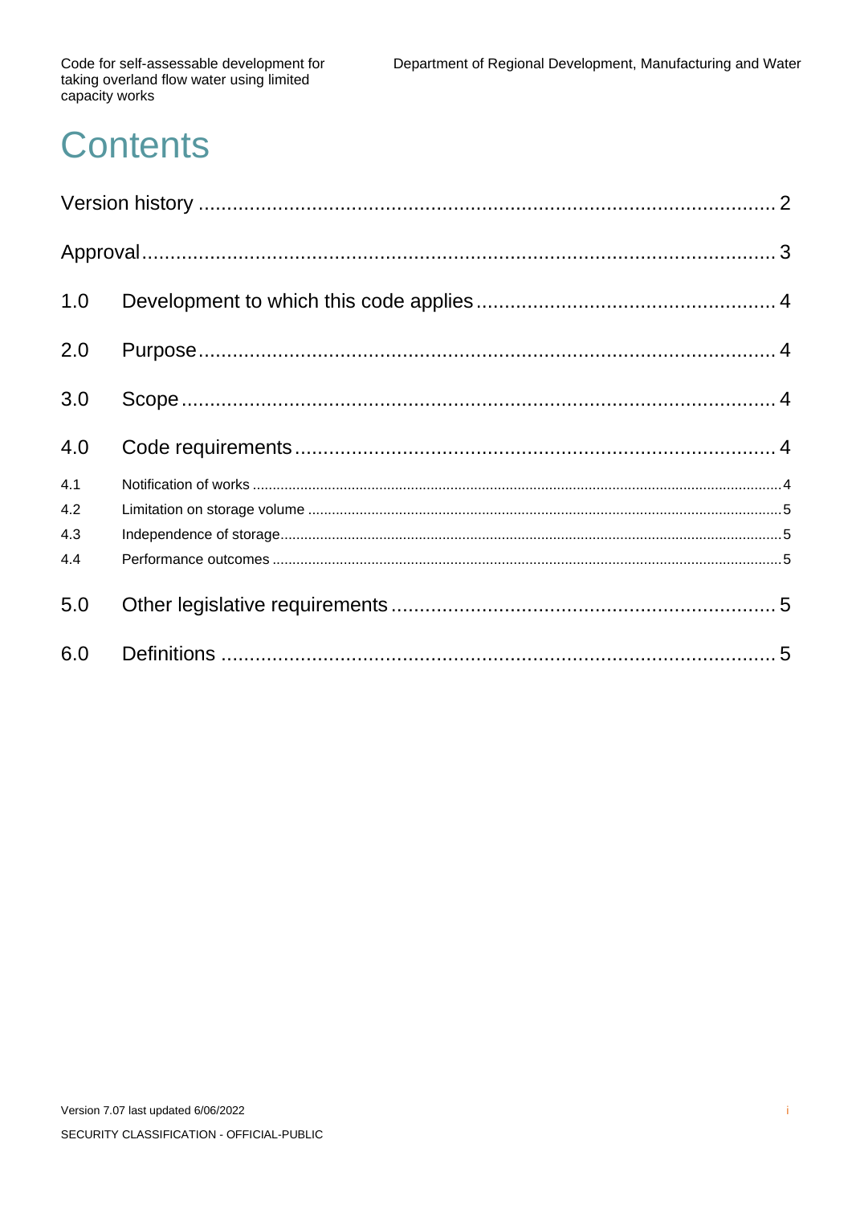# Contents

Version history ........................................................................................... 2

Approval ....................................................................................................... 3

1.0 Development to which this code applies .............................................. 4

2.0 Purpose ................................................................................................ 4

3.0 Scope ................................................................................................... 4

4.0 Code requirements ............................................................................... 4

4.1 Notification of works ................................................................................. 4

4.2 Limitation on storage volume .................................................................... 5

4.3 Independence of storage ........................................................................... 5

4.4 Performance outcomes ............................................................................. 5

5.0 Other legislative requirements .............................................................. 5

6.0 Definitions ............................................................................................ 5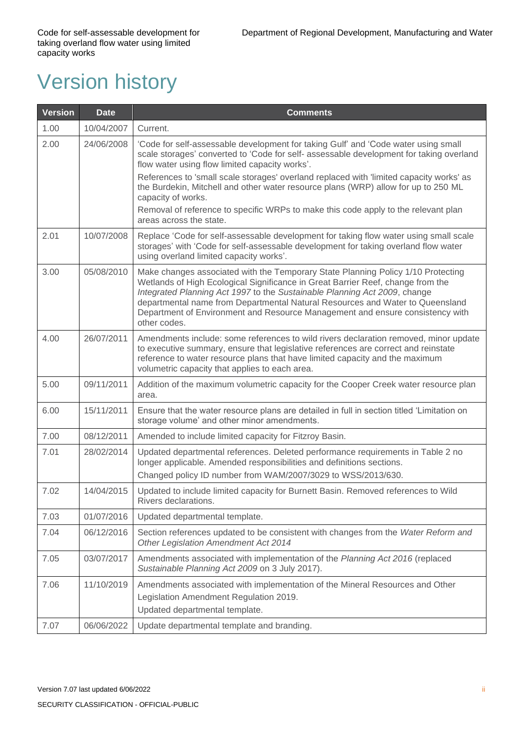# Version history

| Version | Date | Comments |
| --- | --- | --- |
| 1.00 | 10/04/2007 | Current. |
| 2.00 | 24/06/2008 | 'Code for self-assessable development for taking Gulf' and 'Code water using small scale storages' converted to 'Code for self- assessable development for taking overland flow water using flow limited capacity works'.<br>References to 'small scale storages' overland replaced with 'limited capacity works' as the Burdekin, Mitchell and other water resource plans (WRP) allow for up to 250 ML capacity of works.<br>Removal of reference to specific WRPs to make this code apply to the relevant plan areas across the state. |
| 2.01 | 10/07/2008 | Replace 'Code for self-assessable development for taking flow water using small scale storages' with 'Code for self-assessable development for taking overland flow water using overland limited capacity works'. |
| 3.00 | 05/08/2010 | Make changes associated with the Temporary State Planning Policy 1/10 Protecting Wetlands of High Ecological Significance in Great Barrier Reef, change from the *Integrated Planning Act 1997* to the *Sustainable Planning Act 2009*, change departmental name from Departmental Natural Resources and Water to Queensland Department of Environment and Resource Management and ensure consistency with other codes. |
| 4.00 | 26/07/2011 | Amendments include: some references to wild rivers declaration removed, minor update to executive summary, ensure that legislative references are correct and reinstate reference to water resource plans that have limited capacity and the maximum volumetric capacity that applies to each area. |
| 5.00 | 09/11/2011 | Addition of the maximum volumetric capacity for the Cooper Creek water resource plan area. |
| 6.00 | 15/11/2011 | Ensure that the water resource plans are detailed in full in section titled 'Limitation on storage volume' and other minor amendments. |
| 7.00 | 08/12/2011 | Amended to include limited capacity for Fitzroy Basin. |
| 7.01 | 28/02/2014 | Updated departmental references. Deleted performance requirements in Table 2 no longer applicable. Amended responsibilities and definitions sections.<br>Changed policy ID number from WAM/2007/3029 to WSS/2013/630. |
| 7.02 | 14/04/2015 | Updated to include limited capacity for Burnett Basin. Removed references to Wild Rivers declarations. |
| 7.03 | 01/07/2016 | Updated departmental template. |
| 7.04 | 06/12/2016 | Section references updated to be consistent with changes from the *Water Reform and Other Legislation Amendment Act 2014* |
| 7.05 | 03/07/2017 | Amendments associated with implementation of the *Planning Act 2016* (replaced *Sustainable Planning Act 2009* on 3 July 2017). |
| 7.06 | 11/10/2019 | Amendments associated with implementation of the Mineral Resources and Other Legislation Amendment Regulation 2019.<br>Updated departmental template. |
| 7.07 | 06/06/2022 | Update departmental template and branding. |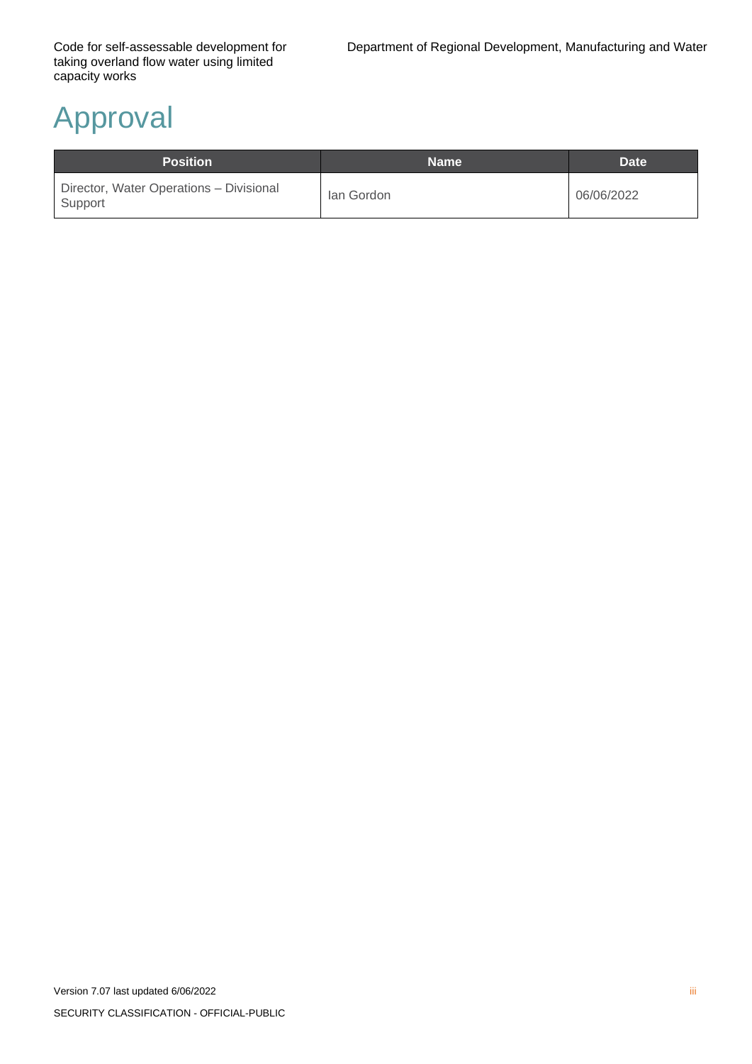# Approval

| Position | Name | Date |
| --- | --- | --- |
| Director, Water Operations – Divisional Support | Ian Gordon | 06/06/2022 |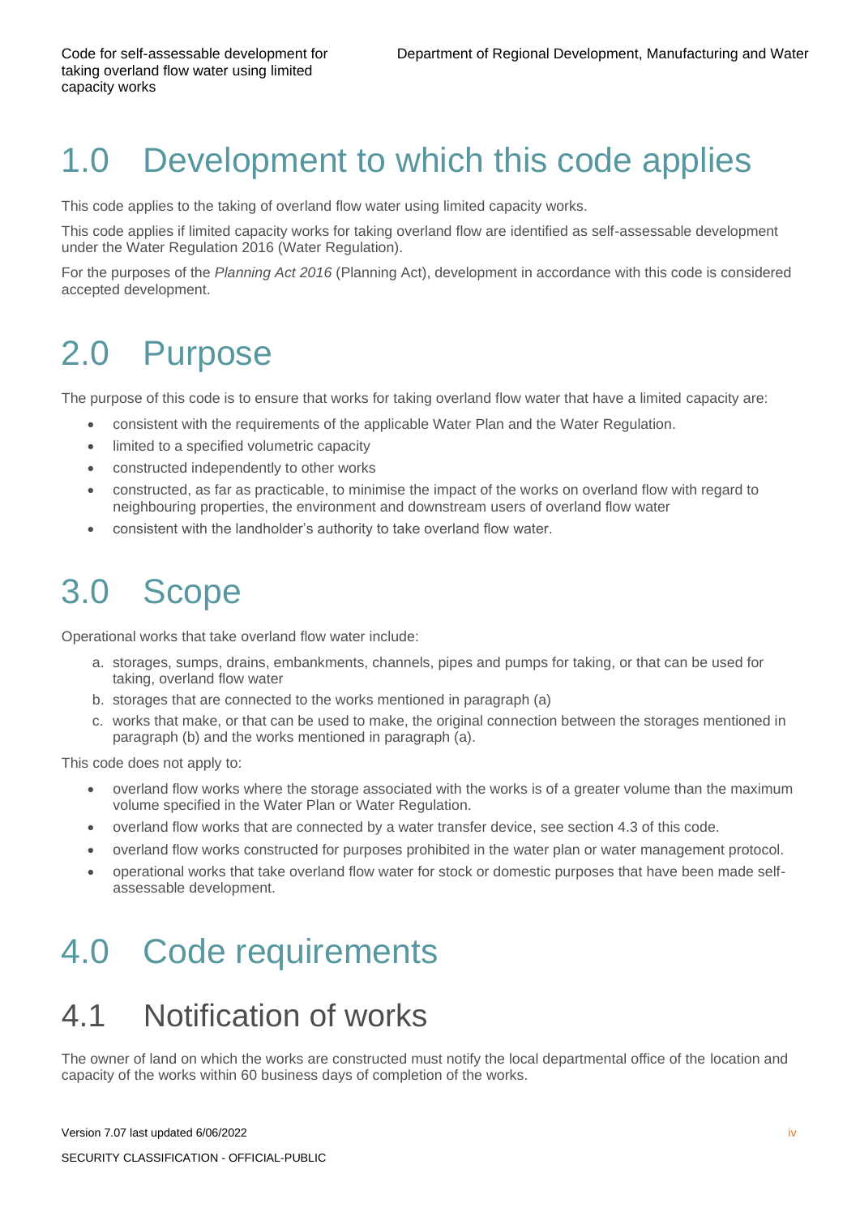# 1.0 Development to which this code applies

This code applies to the taking of overland flow water using limited capacity works.

This code applies if limited capacity works for taking overland flow are identified as self-assessable development under the Water Regulation 2016 (Water Regulation).

For the purposes of the *Planning Act 2016* (Planning Act), development in accordance with this code is considered accepted development.

# 2.0 Purpose

The purpose of this code is to ensure that works for taking overland flow water that have a limited capacity are:

- consistent with the requirements of the applicable Water Plan and the Water Regulation.
- limited to a specified volumetric capacity
- constructed independently to other works
- constructed, as far as practicable, to minimise the impact of the works on overland flow with regard to neighbouring properties, the environment and downstream users of overland flow water
- consistent with the landholder's authority to take overland flow water.

# 3.0 Scope

Operational works that take overland flow water include:

a. storages, sumps, drains, embankments, channels, pipes and pumps for taking, or that can be used for taking, overland flow water
b. storages that are connected to the works mentioned in paragraph (a)
c. works that make, or that can be used to make, the original connection between the storages mentioned in paragraph (b) and the works mentioned in paragraph (a).

This code does not apply to:

- overland flow works where the storage associated with the works is of a greater volume than the maximum volume specified in the Water Plan or Water Regulation.
- overland flow works that are connected by a water transfer device, see section 4.3 of this code.
- overland flow works constructed for purposes prohibited in the water plan or water management protocol.
- operational works that take overland flow water for stock or domestic purposes that have been made self-assessable development.

# 4.0 Code requirements

## 4.1 Notification of works

The owner of land on which the works are constructed must notify the local departmental office of the location and capacity of the works within 60 business days of completion of the works.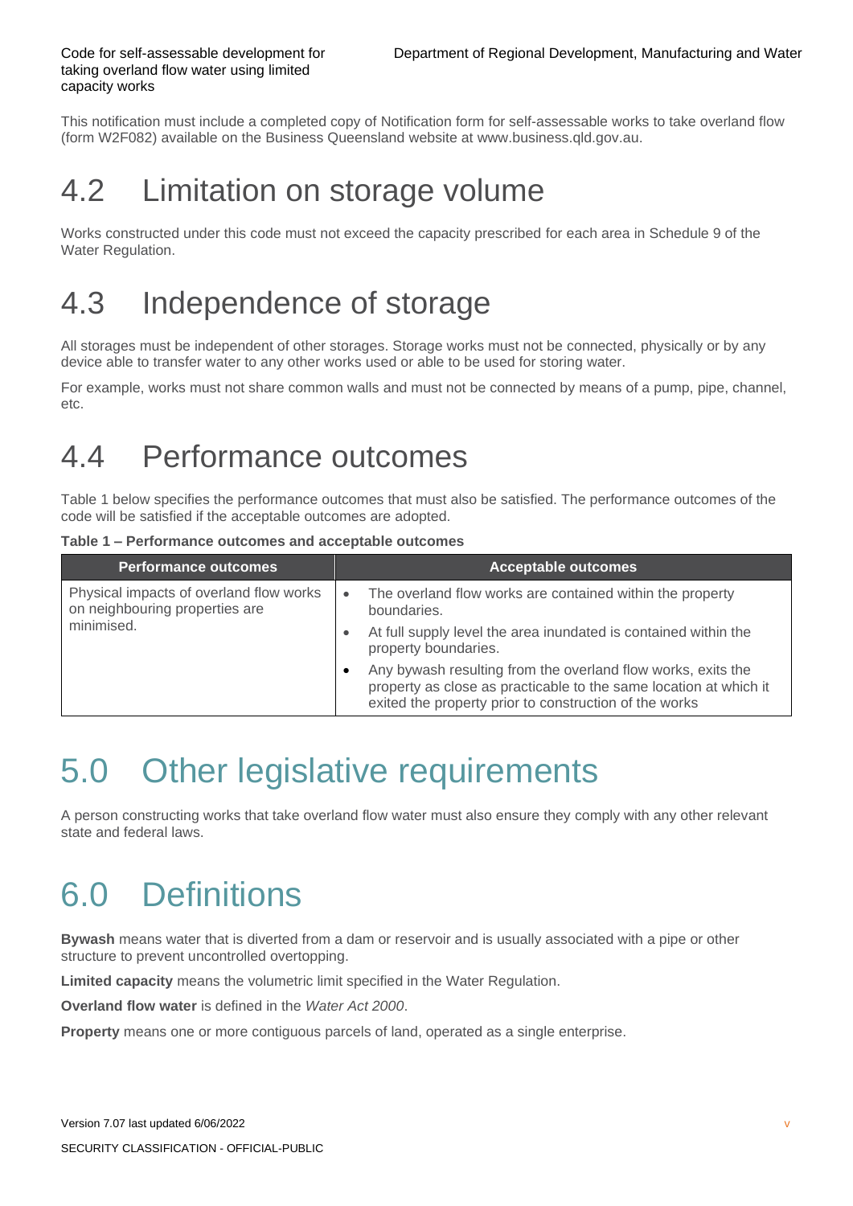This notification must include a completed copy of Notification form for self-assessable works to take overland flow (form W2F082) available on the Business Queensland website at www.business.qld.gov.au.

## 4.2 Limitation on storage volume

Works constructed under this code must not exceed the capacity prescribed for each area in Schedule 9 of the Water Regulation.

## 4.3 Independence of storage

All storages must be independent of other storages. Storage works must not be connected, physically or by any device able to transfer water to any other works used or able to be used for storing water.

For example, works must not share common walls and must not be connected by means of a pump, pipe, channel, etc.

## 4.4 Performance outcomes

Table 1 below specifies the performance outcomes that must also be satisfied. The performance outcomes of the code will be satisfied if the acceptable outcomes are adopted.

**Table 1 – Performance outcomes and acceptable outcomes**

| Performance outcomes | Acceptable outcomes |
|---|---|
| Physical impacts of overland flow works on neighbouring properties are minimised. | • The overland flow works are contained within the property boundaries.<br>• At full supply level the area inundated is contained within the property boundaries.<br>• Any bywash resulting from the overland flow works, exits the property as close as practicable to the same location at which it exited the property prior to construction of the works |

# 5.0 Other legislative requirements

A person constructing works that take overland flow water must also ensure they comply with any other relevant state and federal laws.

# 6.0 Definitions

**Bywash** means water that is diverted from a dam or reservoir and is usually associated with a pipe or other structure to prevent uncontrolled overtopping.

**Limited capacity** means the volumetric limit specified in the Water Regulation.

**Overland flow water** is defined in the *Water Act 2000*.

**Property** means one or more contiguous parcels of land, operated as a single enterprise.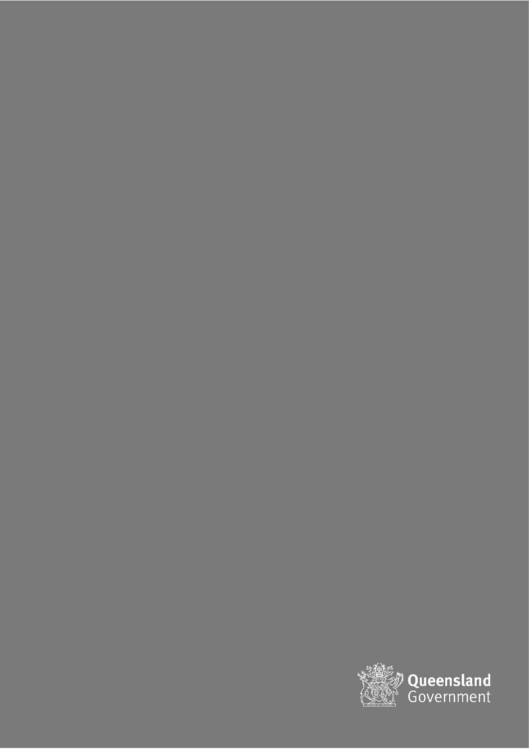Queensland Government